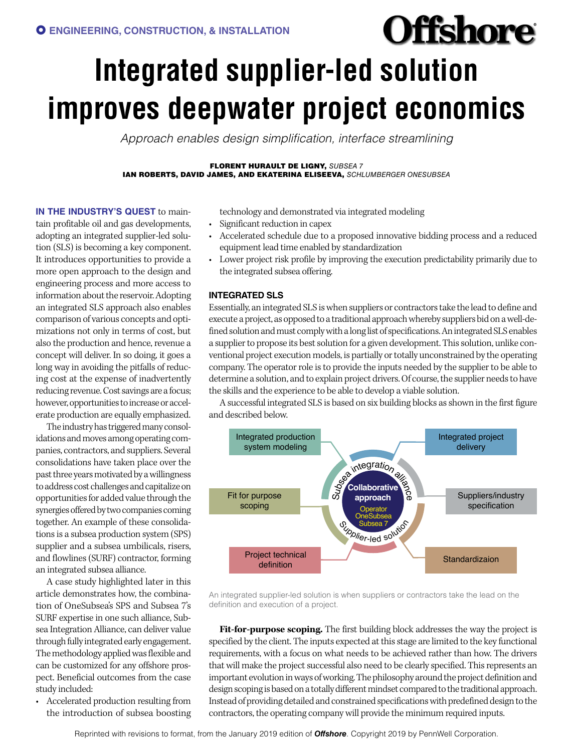ENGINEERING, CONSTRUCTION, & INSTALLATION

# Integrated supplier-led solution improves deepwater project economics

*Approach enables design simplification, interface streamlining*

**FLORENT HURAULT DE LIGNY,** *SUBSEA 7*
**IAN ROBERTS, DAVID JAMES, AND EKATERINA ELISEEVA,** *SCHLUMBERGER ONESUBSEA*

**IN THE INDUSTRY'S QUEST** to maintain profitable oil and gas developments, adopting an integrated supplier-led solution (SLS) is becoming a key component. It introduces opportunities to provide a more open approach to the design and engineering process and more access to information about the reservoir. Adopting an integrated SLS approach also enables comparison of various concepts and optimizations not only in terms of cost, but also the production and hence, revenue a concept will deliver. In so doing, it goes a long way in avoiding the pitfalls of reducing cost at the expense of inadvertently reducing revenue. Cost savings are a focus; however, opportunities to increase or accelerate production are equally emphasized.

The industry has triggered many consolidations and moves among operating companies, contractors, and suppliers. Several consolidations have taken place over the past three years motivated by a willingness to address cost challenges and capitalize on opportunities for added value through the synergies offered by two companies coming together. An example of these consolidations is a subsea production system (SPS) supplier and a subsea umbilicals, risers, and flowlines (SURF) contractor, forming an integrated subsea alliance.

A case study highlighted later in this article demonstrates how, the combination of OneSubsea's SPS and Subsea 7's SURF expertise in one such alliance, Subsea Integration Alliance, can deliver value through fully integrated early engagement. The methodology applied was flexible and can be customized for any offshore prospect. Beneficial outcomes from the case study included:

- Accelerated production resulting from the introduction of subsea boosting technology and demonstrated via integrated modeling
- Significant reduction in capex
- Accelerated schedule due to a proposed innovative bidding process and a reduced equipment lead time enabled by standardization
- Lower project risk profile by improving the execution predictability primarily due to the integrated subsea offering.

## INTEGRATED SLS

Essentially, an integrated SLS is when suppliers or contractors take the lead to define and execute a project, as opposed to a traditional approach whereby suppliers bid on a well-defined solution and must comply with a long list of specifications. An integrated SLS enables a supplier to propose its best solution for a given development. This solution, unlike conventional project execution models, is partially or totally unconstrained by the operating company. The operator role is to provide the inputs needed by the supplier to be able to determine a solution, and to explain project drivers. Of course, the supplier needs to have the skills and the experience to be able to develop a viable solution.

A successful integrated SLS is based on six building blocks as shown in the first figure and described below.

Integrated production system modeling | Integrated project delivery | Fit for purpose scoping | Suppliers/industry specification | Project technical definition | Standardizaion | Subsea integration alliance | Collaborative approach | Operator | OneSubsea | Subsea 7 | Supplier-led solution

An integrated supplier-led solution is when suppliers or contractors take the lead on the definition and execution of a project.

**Fit-for-purpose scoping.** The first building block addresses the way the project is specified by the client. The inputs expected at this stage are limited to the key functional requirements, with a focus on what needs to be achieved rather than how. The drivers that will make the project successful also need to be clearly specified. This represents an important evolution in ways of working. The philosophy around the project definition and design scoping is based on a totally different mindset compared to the traditional approach. Instead of providing detailed and constrained specifications with predefined design to the contractors, the operating company will provide the minimum required inputs.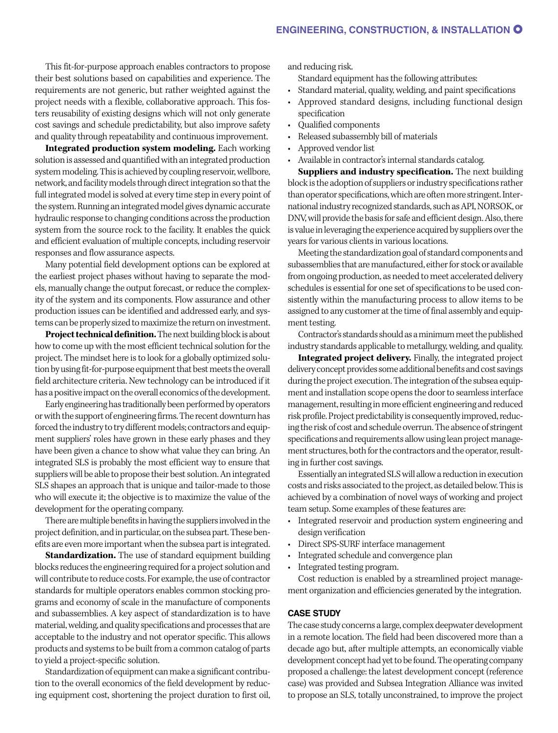This fit-for-purpose approach enables contractors to propose their best solutions based on capabilities and experience. The requirements are not generic, but rather weighted against the project needs with a flexible, collaborative approach. This fosters reusability of existing designs which will not only generate cost savings and schedule predictability, but also improve safety and quality through repeatability and continuous improvement.

**Integrated production system modeling.** Each working solution is assessed and quantified with an integrated production system modeling. This is achieved by coupling reservoir, wellbore, network, and facility models through direct integration so that the full integrated model is solved at every time step in every point of the system. Running an integrated model gives dynamic accurate hydraulic response to changing conditions across the production system from the source rock to the facility. It enables the quick and efficient evaluation of multiple concepts, including reservoir responses and flow assurance aspects.

Many potential field development options can be explored at the earliest project phases without having to separate the models, manually change the output forecast, or reduce the complexity of the system and its components. Flow assurance and other production issues can be identified and addressed early, and systems can be properly sized to maximize the return on investment.

**Project technical definition.** The next building block is about how to come up with the most efficient technical solution for the project. The mindset here is to look for a globally optimized solution by using fit-for-purpose equipment that best meets the overall field architecture criteria. New technology can be introduced if it has a positive impact on the overall economics of the development.

Early engineering has traditionally been performed by operators or with the support of engineering firms. The recent downturn has forced the industry to try different models; contractors and equipment suppliers' roles have grown in these early phases and they have been given a chance to show what value they can bring. An integrated SLS is probably the most efficient way to ensure that suppliers will be able to propose their best solution. An integrated SLS shapes an approach that is unique and tailor-made to those who will execute it; the objective is to maximize the value of the development for the operating company.

There are multiple benefits in having the suppliers involved in the project definition, and in particular, on the subsea part. These benefits are even more important when the subsea part is integrated.

**Standardization.** The use of standard equipment building blocks reduces the engineering required for a project solution and will contribute to reduce costs. For example, the use of contractor standards for multiple operators enables common stocking programs and economy of scale in the manufacture of components and subassemblies. A key aspect of standardization is to have material, welding, and quality specifications and processes that are acceptable to the industry and not operator specific. This allows products and systems to be built from a common catalog of parts to yield a project-specific solution.

Standardization of equipment can make a significant contribution to the overall economics of the field development by reducing equipment cost, shortening the project duration to first oil, and reducing risk.

Standard equipment has the following attributes:

- Standard material, quality, welding, and paint specifications
- Approved standard designs, including functional design specification
- Qualified components
- Released subassembly bill of materials
- Approved vendor list
- Available in contractor's internal standards catalog.

**Suppliers and industry specification.** The next building block is the adoption of suppliers or industry specifications rather than operator specifications, which are often more stringent. International industry recognized standards, such as API, NORSOK, or DNV, will provide the basis for safe and efficient design. Also, there is value in leveraging the experience acquired by suppliers over the years for various clients in various locations.

Meeting the standardization goal of standard components and subassemblies that are manufactured, either for stock or available from ongoing production, as needed to meet accelerated delivery schedules is essential for one set of specifications to be used consistently within the manufacturing process to allow items to be assigned to any customer at the time of final assembly and equipment testing.

Contractor's standards should as a minimum meet the published industry standards applicable to metallurgy, welding, and quality.

**Integrated project delivery.** Finally, the integrated project delivery concept provides some additional benefits and cost savings during the project execution. The integration of the subsea equipment and installation scope opens the door to seamless interface management, resulting in more efficient engineering and reduced risk profile. Project predictability is consequently improved, reducing the risk of cost and schedule overrun. The absence of stringent specifications and requirements allow using lean project management structures, both for the contractors and the operator, resulting in further cost savings.

Essentially an integrated SLS will allow a reduction in execution costs and risks associated to the project, as detailed below. This is achieved by a combination of novel ways of working and project team setup. Some examples of these features are:

- Integrated reservoir and production system engineering and design verification
- Direct SPS-SURF interface management
- Integrated schedule and convergence plan
- Integrated testing program.

Cost reduction is enabled by a streamlined project management organization and efficiencies generated by the integration.

## CASE STUDY

The case study concerns a large, complex deepwater development in a remote location. The field had been discovered more than a decade ago but, after multiple attempts, an economically viable development concept had yet to be found. The operating company proposed a challenge: the latest development concept (reference case) was provided and Subsea Integration Alliance was invited to propose an SLS, totally unconstrained, to improve the project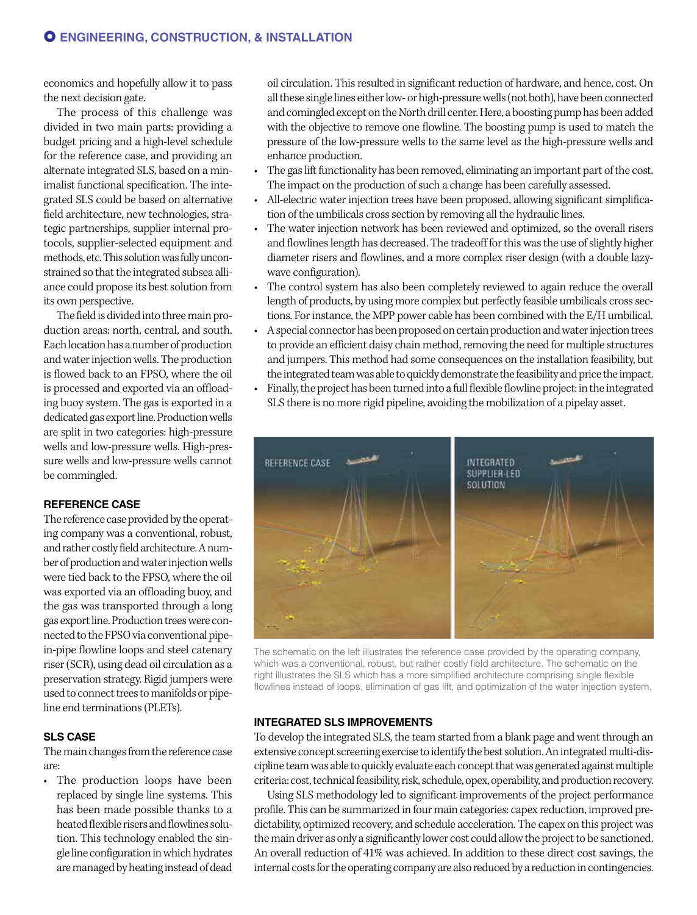economics and hopefully allow it to pass the next decision gate.

The process of this challenge was divided in two main parts: providing a budget pricing and a high-level schedule for the reference case, and providing an alternate integrated SLS, based on a minimalist functional specification. The integrated SLS could be based on alternative field architecture, new technologies, strategic partnerships, supplier internal protocols, supplier-selected equipment and methods, etc. This solution was fully unconstrained so that the integrated subsea alliance could propose its best solution from its own perspective.

The field is divided into three main production areas: north, central, and south. Each location has a number of production and water injection wells. The production is flowed back to an FPSO, where the oil is processed and exported via an offloading buoy system. The gas is exported in a dedicated gas export line. Production wells are split in two categories: high-pressure wells and low-pressure wells. High-pressure wells and low-pressure wells cannot be commingled.

### REFERENCE CASE

The reference case provided by the operating company was a conventional, robust, and rather costly field architecture. A number of production and water injection wells were tied back to the FPSO, where the oil was exported via an offloading buoy, and the gas was transported through a long gas export line. Production trees were connected to the FPSO via conventional pipe-in-pipe flowline loops and steel catenary riser (SCR), using dead oil circulation as a preservation strategy. Rigid jumpers were used to connect trees to manifolds or pipeline end terminations (PLETs).

### SLS CASE

The main changes from the reference case are:

- The production loops have been replaced by single line systems. This has been made possible thanks to a heated flexible risers and flowlines solution. This technology enabled the single line configuration in which hydrates are managed by heating instead of dead oil circulation. This resulted in significant reduction of hardware, and hence, cost. On all these single lines either low- or high-pressure wells (not both), have been connected and comingled except on the North drill center. Here, a boosting pump has been added with the objective to remove one flowline. The boosting pump is used to match the pressure of the low-pressure wells to the same level as the high-pressure wells and enhance production.
- The gas lift functionality has been removed, eliminating an important part of the cost. The impact on the production of such a change has been carefully assessed.
- All-electric water injection trees have been proposed, allowing significant simplification of the umbilicals cross section by removing all the hydraulic lines.
- The water injection network has been reviewed and optimized, so the overall risers and flowlines length has decreased. The tradeoff for this was the use of slightly higher diameter risers and flowlines, and a more complex riser design (with a double lazy-wave configuration).
- The control system has also been completely reviewed to again reduce the overall length of products, by using more complex but perfectly feasible umbilicals cross sections. For instance, the MPP power cable has been combined with the E/H umbilical.
- A special connector has been proposed on certain production and water injection trees to provide an efficient daisy chain method, removing the need for multiple structures and jumpers. This method had some consequences on the installation feasibility, but the integrated team was able to quickly demonstrate the feasibility and price the impact.
- Finally, the project has been turned into a full flexible flowline project: in the integrated SLS there is no more rigid pipeline, avoiding the mobilization of a pipelay asset.

The schematic on the left illustrates the reference case provided by the operating company, which was a conventional, robust, but rather costly field architecture. The schematic on the right illustrates the SLS which has a more simplified architecture comprising single flexible flowlines instead of loops, elimination of gas lift, and optimization of the water injection system.

### INTEGRATED SLS IMPROVEMENTS

To develop the integrated SLS, the team started from a blank page and went through an extensive concept screening exercise to identify the best solution. An integrated multi-discipline team was able to quickly evaluate each concept that was generated against multiple criteria: cost, technical feasibility, risk, schedule, opex, operability, and production recovery.

Using SLS methodology led to significant improvements of the project performance profile. This can be summarized in four main categories: capex reduction, improved predictability, optimized recovery, and schedule acceleration. The capex on this project was the main driver as only a significantly lower cost could allow the project to be sanctioned. An overall reduction of 41% was achieved. In addition to these direct cost savings, the internal costs for the operating company are also reduced by a reduction in contingencies.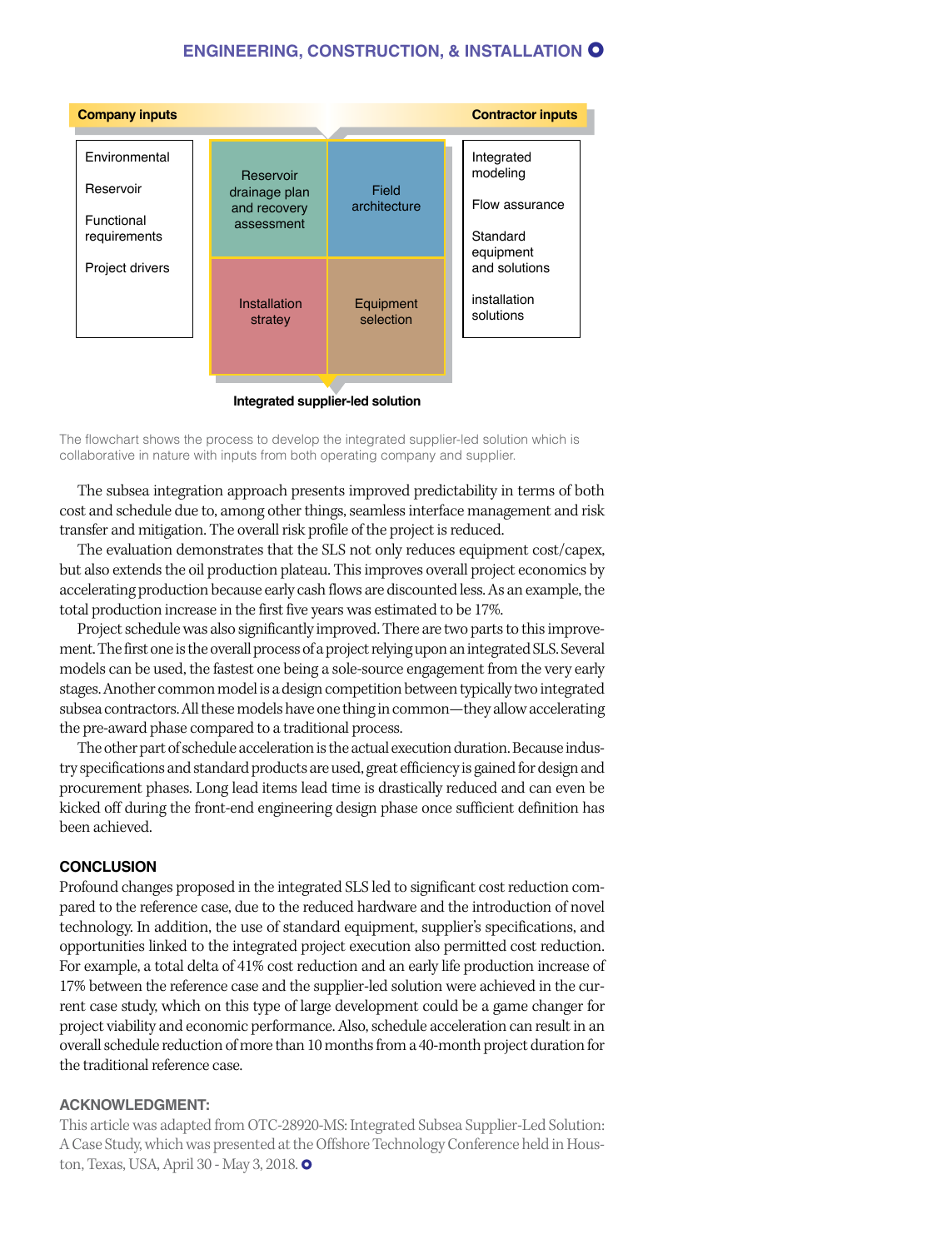Company inputs

Contractor inputs

Environmental

Reservoir

Functional requirements

Project drivers

Reservoir drainage plan and recovery assessment

Field architecture

Installation stratey

Equipment selection

Integrated modeling

Flow assurance

Standard equipment and solutions

installation solutions

Integrated supplier-led solution

The flowchart shows the process to develop the integrated supplier-led solution which is collaborative in nature with inputs from both operating company and supplier.

The subsea integration approach presents improved predictability in terms of both cost and schedule due to, among other things, seamless interface management and risk transfer and mitigation. The overall risk profile of the project is reduced.

The evaluation demonstrates that the SLS not only reduces equipment cost/capex, but also extends the oil production plateau. This improves overall project economics by accelerating production because early cash flows are discounted less. As an example, the total production increase in the first five years was estimated to be 17%.

Project schedule was also significantly improved. There are two parts to this improvement. The first one is the overall process of a project relying upon an integrated SLS. Several models can be used, the fastest one being a sole-source engagement from the very early stages. Another common model is a design competition between typically two integrated subsea contractors. All these models have one thing in common—they allow accelerating the pre-award phase compared to a traditional process.

The other part of schedule acceleration is the actual execution duration. Because industry specifications and standard products are used, great efficiency is gained for design and procurement phases. Long lead items lead time is drastically reduced and can even be kicked off during the front-end engineering design phase once sufficient definition has been achieved.

## CONCLUSION

Profound changes proposed in the integrated SLS led to significant cost reduction compared to the reference case, due to the reduced hardware and the introduction of novel technology. In addition, the use of standard equipment, supplier's specifications, and opportunities linked to the integrated project execution also permitted cost reduction. For example, a total delta of 41% cost reduction and an early life production increase of 17% between the reference case and the supplier-led solution were achieved in the current case study, which on this type of large development could be a game changer for project viability and economic performance. Also, schedule acceleration can result in an overall schedule reduction of more than 10 months from a 40-month project duration for the traditional reference case.

## ACKNOWLEDGMENT:

This article was adapted from OTC-28920-MS: Integrated Subsea Supplier-Led Solution: A Case Study, which was presented at the Offshore Technology Conference held in Houston, Texas, USA, April 30 - May 3, 2018.